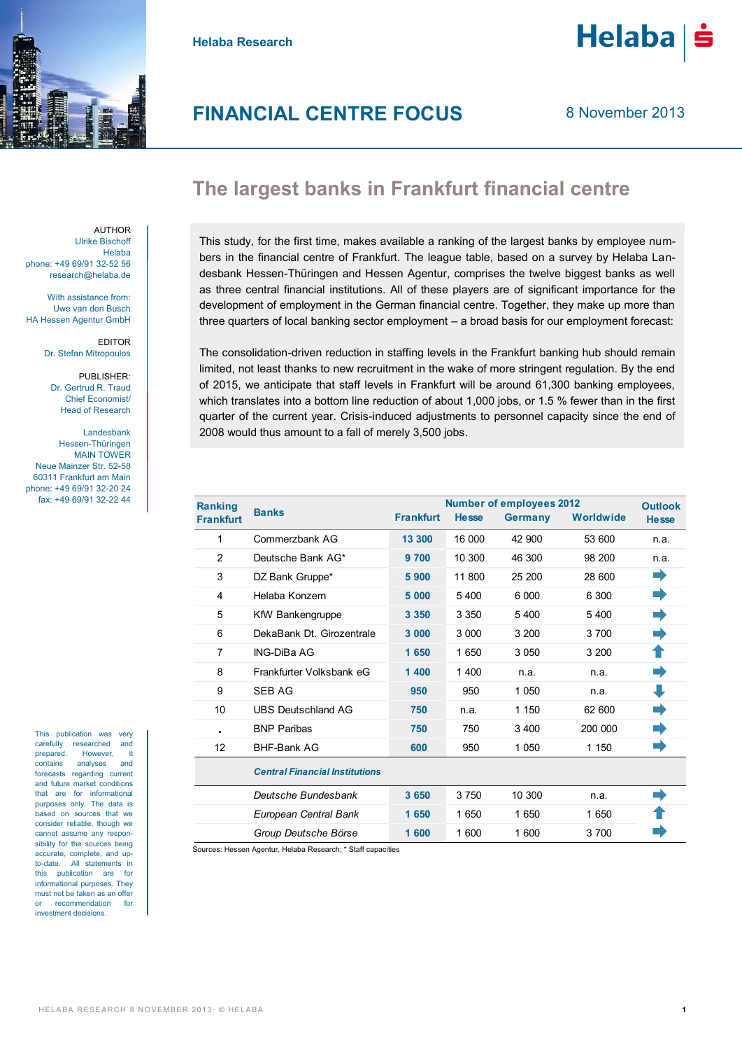Helaba Research

# FINANCIAL CENTRE FOCUS

8 November 2013

## The largest banks in Frankfurt financial centre

AUTHOR
Ulrike Bischoff
Helaba
phone: +49 69/91 32-52 56
research@helaba.de

With assistance from:
Uwe van den Busch
HA Hessen Agentur GmbH

EDITOR
Dr. Stefan Mitropoulos

PUBLISHER:
Dr. Gertrud R. Traud
Chief Economist/
Head of Research

Landesbank
Hessen-Thüringen
MAIN TOWER
Neue Mainzer Str. 52-58
60311 Frankfurt am Main
phone: +49 69/91 32-20 24
fax: +49 69/91 32-22 44

This study, for the first time, makes available a ranking of the largest banks by employee numbers in the financial centre of Frankfurt. The league table, based on a survey by Helaba Landesbank Hessen-Thüringen and Hessen Agentur, comprises the twelve biggest banks as well as three central financial institutions. All of these players are of significant importance for the development of employment in the German financial centre. Together, they make up more than three quarters of local banking sector employment – a broad basis for our employment forecast:

The consolidation-driven reduction in staffing levels in the Frankfurt banking hub should remain limited, not least thanks to new recruitment in the wake of more stringent regulation. By the end of 2015, we anticipate that staff levels in Frankfurt will be around 61,300 banking employees, which translates into a bottom line reduction of about 1,000 jobs, or 1.5 % fewer than in the first quarter of the current year. Crisis-induced adjustments to personnel capacity since the end of 2008 would thus amount to a fall of merely 3,500 jobs.

| Ranking Frankfurt | Banks | Number of employees 2012 Frankfurt | Hesse | Germany | Worldwide | Outlook Hesse |
|---|---|---|---|---|---|---|
| 1 | Commerzbank AG | **13 300** | 16 000 | 42 900 | 53 600 | n.a. |
| 2 | Deutsche Bank AG* | **9 700** | 10 300 | 46 300 | 98 200 | n.a. |
| 3 | DZ Bank Gruppe* | **5 900** | 11 800 | 25 200 | 28 600 | ➡ |
| 4 | Helaba Konzern | **5 000** | 5 400 | 6 000 | 6 300 | ➡ |
| 5 | KfW Bankengruppe | **3 350** | 3 350 | 5 400 | 5 400 | ➡ |
| 6 | DekaBank Dt. Girozentrale | **3 000** | 3 000 | 3 200 | 3 700 | ➡ |
| 7 | ING-DiBa AG | **1 650** | 1 650 | 3 050 | 3 200 | ⬆ |
| 8 | Frankfurter Volksbank eG | **1 400** | 1 400 | n.a. | n.a. | ➡ |
| 9 | SEB AG | **950** | 950 | 1 050 | n.a. | ⬇ |
| 10 | UBS Deutschland AG | **750** | n.a. | 1 150 | 62 600 | ➡ |
| . | BNP Paribas | **750** | 750 | 3 400 | 200 000 | ➡ |
| 12 | BHF-Bank AG | **600** | 950 | 1 050 | 1 150 | ➡ |
| | ***Central Financial Institutions*** | | | | | |
| | *Deutsche Bundesbank* | **3 650** | 3 750 | 10 300 | n.a. | ➡ |
| | *European Central Bank* | **1 650** | 1 650 | 1 650 | 1 650 | ⬆ |
| | *Group Deutsche Börse* | **1 600** | 1 600 | 1 600 | 3 700 | ➡ |

Sources: Hessen Agentur, Helaba Research; * Staff capacities

This publication was very carefully researched and prepared. However, it contains analyses and forecasts regarding current and future market conditions that are for informational purposes only. The data is based on sources that we consider reliable, though we cannot assume any responsibility for the sources being accurate, complete, and up-to-date. All statements in this publication are for informational purposes. They must not be taken as an offer or recommendation for investment decisions.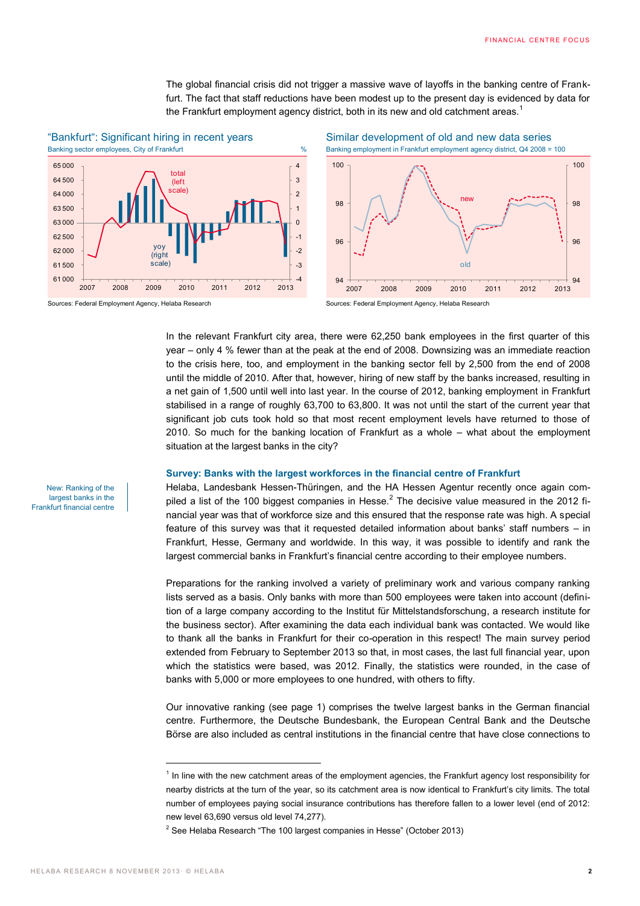The global financial crisis did not trigger a massive wave of layoffs in the banking centre of Frankfurt. The fact that staff reductions have been modest up to the present day is evidenced by data for the Frankfurt employment agency district, both in its new and old catchment areas.[1]

**"Bankfurt": Significant hiring in recent years**

Banking sector employees, City of Frankfurt

Sources: Federal Employment Agency, Helaba Research

**Similar development of old and new data series**

Banking employment in Frankfurt employment agency district, Q4 2008 = 100

Sources: Federal Employment Agency, Helaba Research

In the relevant Frankfurt city area, there were 62,250 bank employees in the first quarter of this year – only 4 % fewer than at the peak at the end of 2008. Downsizing was an immediate reaction to the crisis here, too, and employment in the banking sector fell by 2,500 from the end of 2008 until the middle of 2010. After that, however, hiring of new staff by the banks increased, resulting in a net gain of 1,500 until well into last year. In the course of 2012, banking employment in Frankfurt stabilised in a range of roughly 63,700 to 63,800. It was not until the start of the current year that significant job cuts took hold so that most recent employment levels have returned to those of 2010. So much for the banking location of Frankfurt as a whole – what about the employment situation at the largest banks in the city?

### Survey: Banks with the largest workforces in the financial centre of Frankfurt

*New: Ranking of the largest banks in the Frankfurt financial centre*

Helaba, Landesbank Hessen-Thüringen, and the HA Hessen Agentur recently once again compiled a list of the 100 biggest companies in Hesse.[2] The decisive value measured in the 2012 financial year was that of workforce size and this ensured that the response rate was high. A special feature of this survey was that it requested detailed information about banks' staff numbers – in Frankfurt, Hesse, Germany and worldwide. In this way, it was possible to identify and rank the largest commercial banks in Frankfurt's financial centre according to their employee numbers.

Preparations for the ranking involved a variety of preliminary work and various company ranking lists served as a basis. Only banks with more than 500 employees were taken into account (definition of a large company according to the Institut für Mittelstandsforschung, a research institute for the business sector). After examining the data each individual bank was contacted. We would like to thank all the banks in Frankfurt for their co-operation in this respect! The main survey period extended from February to September 2013 so that, in most cases, the last full financial year, upon which the statistics were based, was 2012. Finally, the statistics were rounded, in the case of banks with 5,000 or more employees to one hundred, with others to fifty.

Our innovative ranking (see page 1) comprises the twelve largest banks in the German financial centre. Furthermore, the Deutsche Bundesbank, the European Central Bank and the Deutsche Börse are also included as central institutions in the financial centre that have close connections to

---

[1] In line with the new catchment areas of the employment agencies, the Frankfurt agency lost responsibility for nearby districts at the turn of the year, so its catchment area is now identical to Frankfurt's city limits. The total number of employees paying social insurance contributions has therefore fallen to a lower level (end of 2012: new level 63,690 versus old level 74,277).

[2] See Helaba Research "The 100 largest companies in Hesse" (October 2013)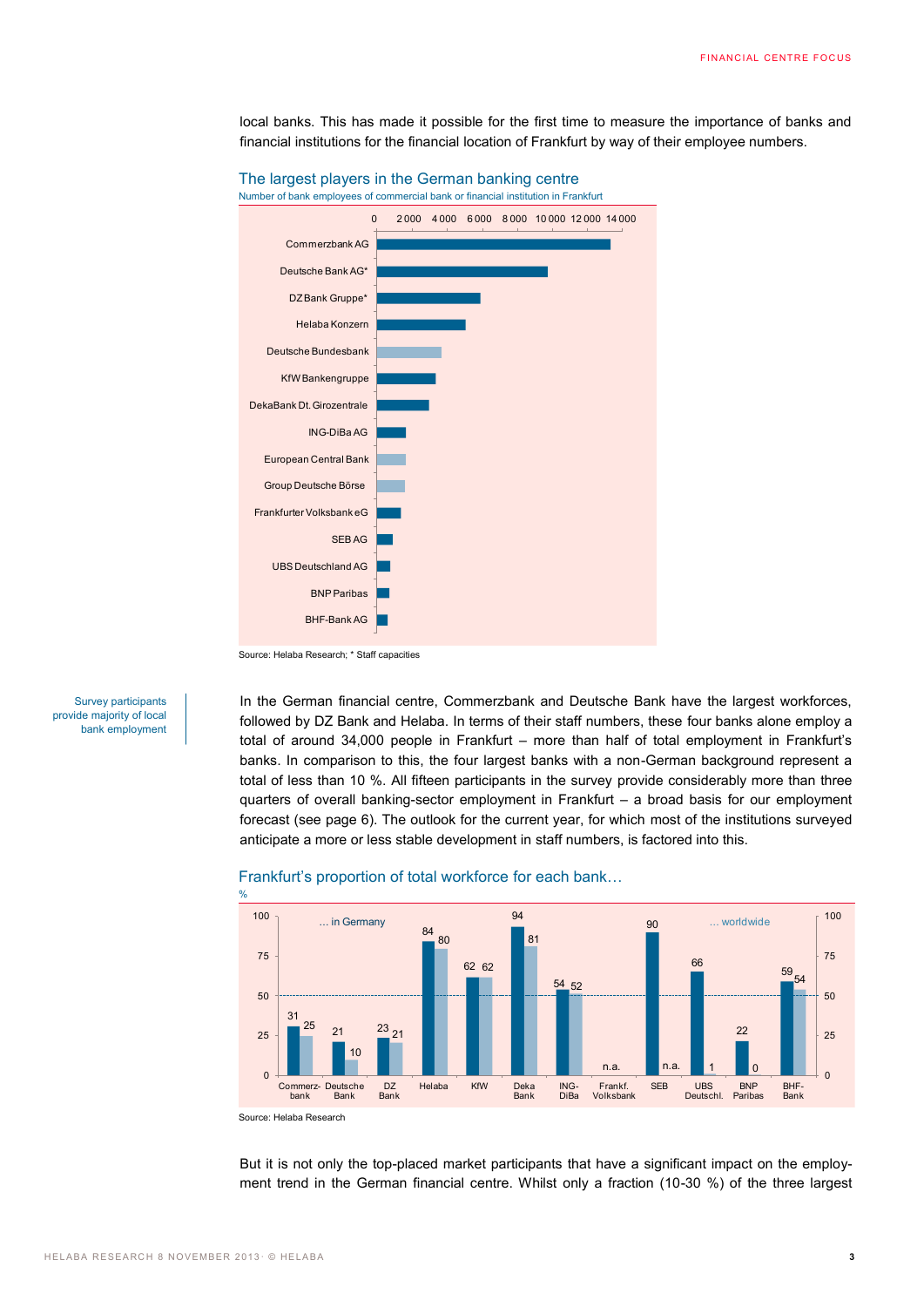local banks. This has made it possible for the first time to measure the importance of banks and financial institutions for the financial location of Frankfurt by way of their employee numbers.

### The largest players in the German banking centre

Number of bank employees of commercial bank or financial institution in Frankfurt

Commerzbank AG
Deutsche Bank AG*
DZ Bank Gruppe*
Helaba Konzern
Deutsche Bundesbank
KfW Bankengruppe
DekaBank Dt. Girozentrale
ING-DiBa AG
European Central Bank
Group Deutsche Börse
Frankfurter Volksbank eG
SEB AG
UBS Deutschland AG
BNP Paribas
BHF-Bank AG

Source: Helaba Research; * Staff capacities

*Survey participants provide majority of local bank employment*

In the German financial centre, Commerzbank and Deutsche Bank have the largest workforces, followed by DZ Bank and Helaba. In terms of their staff numbers, these four banks alone employ a total of around 34,000 people in Frankfurt – more than half of total employment in Frankfurt's banks. In comparison to this, the four largest banks with a non-German background represent a total of less than 10 %. All fifteen participants in the survey provide considerably more than three quarters of overall banking-sector employment in Frankfurt – a broad basis for our employment forecast (see page 6). The outlook for the current year, for which most of the institutions surveyed anticipate a more or less stable development in staff numbers, is factored into this.

### Frankfurt's proportion of total workforce for each bank…

%

| Bank | … in Germany | … worldwide |
|---|---|---|
| Commerzbank | 31 | 25 |
| Deutsche Bank | 21 | 10 |
| DZ Bank | 23 | 21 |
| Helaba | 84 | 80 |
| KfW | 62 | 62 |
| Deka Bank | 94 | 81 |
| ING-DiBa | 54 | 52 |
| Frankf. Volksbank | n.a. | |
| SEB | 90 | n.a. |
| UBS Deutschl. | 66 | 1 |
| BNP Paribas | 22 | 0 |
| BHF-Bank | 59 | 54 |

Source: Helaba Research

But it is not only the top-placed market participants that have a significant impact on the employment trend in the German financial centre. Whilst only a fraction (10-30 %) of the three largest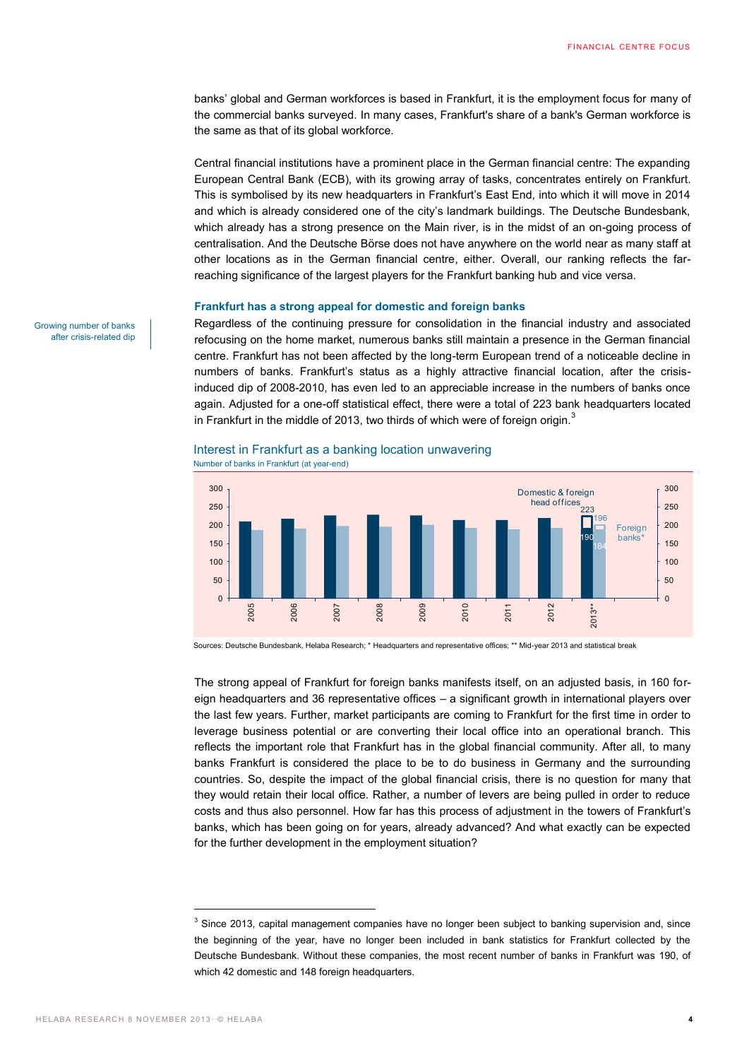banks' global and German workforces is based in Frankfurt, it is the employment focus for many of the commercial banks surveyed. In many cases, Frankfurt's share of a bank's German workforce is the same as that of its global workforce.

Central financial institutions have a prominent place in the German financial centre: The expanding European Central Bank (ECB), with its growing array of tasks, concentrates entirely on Frankfurt. This is symbolised by its new headquarters in Frankfurt's East End, into which it will move in 2014 and which is already considered one of the city's landmark buildings. The Deutsche Bundesbank, which already has a strong presence on the Main river, is in the midst of an on-going process of centralisation. And the Deutsche Börse does not have anywhere on the world near as many staff at other locations as in the German financial centre, either. Overall, our ranking reflects the far-reaching significance of the largest players for the Frankfurt banking hub and vice versa.

### Frankfurt has a strong appeal for domestic and foreign banks

Growing number of banks after crisis-related dip

Regardless of the continuing pressure for consolidation in the financial industry and associated refocusing on the home market, numerous banks still maintain a presence in the German financial centre. Frankfurt has not been affected by the long-term European trend of a noticeable decline in numbers of banks. Frankfurt's status as a highly attractive financial location, after the crisis-induced dip of 2008-2010, has even led to an appreciable increase in the numbers of banks once again. Adjusted for a one-off statistical effect, there were a total of 223 bank headquarters located in Frankfurt in the middle of 2013, two thirds of which were of foreign origin.[3]

**Interest in Frankfurt as a banking location unwavering**

Number of banks in Frankfurt (at year-end)

| Year | Domestic & foreign head offices | Foreign banks* |
|---|---|---|
| 2013** | 223 (190) | 196 (184) |

Sources: Deutsche Bundesbank, Helaba Research; * Headquarters and representative offices; ** Mid-year 2013 and statistical break

The strong appeal of Frankfurt for foreign banks manifests itself, on an adjusted basis, in 160 foreign headquarters and 36 representative offices – a significant growth in international players over the last few years. Further, market participants are coming to Frankfurt for the first time in order to leverage business potential or are converting their local office into an operational branch. This reflects the important role that Frankfurt has in the global financial community. After all, to many banks Frankfurt is considered the place to be to do business in Germany and the surrounding countries. So, despite the impact of the global financial crisis, there is no question for many that they would retain their local office. Rather, a number of levers are being pulled in order to reduce costs and thus also personnel. How far has this process of adjustment in the towers of Frankfurt's banks, which has been going on for years, already advanced? And what exactly can be expected for the further development in the employment situation?

---

[3] Since 2013, capital management companies have no longer been subject to banking supervision and, since the beginning of the year, have no longer been included in bank statistics for Frankfurt collected by the Deutsche Bundesbank. Without these companies, the most recent number of banks in Frankfurt was 190, of which 42 domestic and 148 foreign headquarters.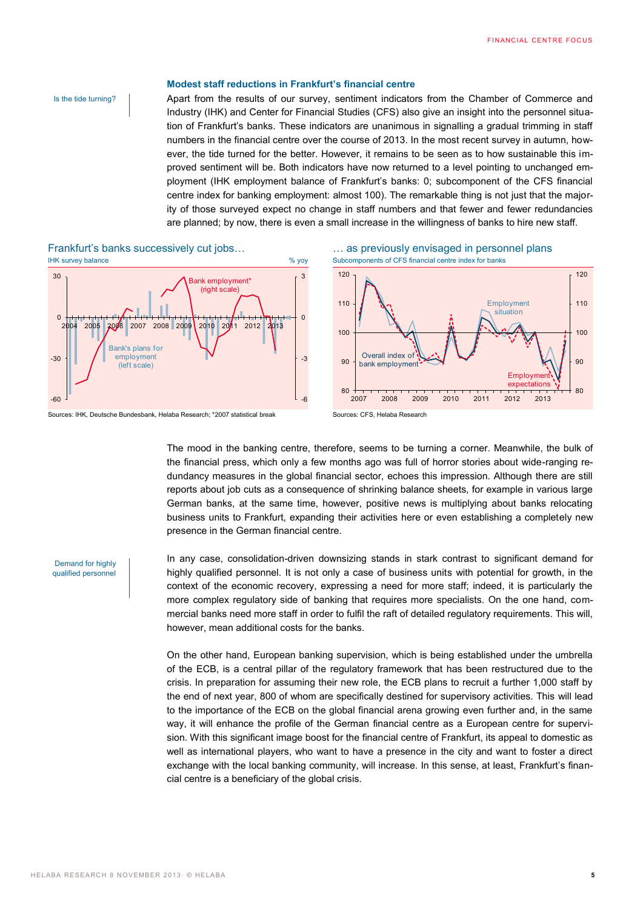## Modest staff reductions in Frankfurt's financial centre

Is the tide turning?

Apart from the results of our survey, sentiment indicators from the Chamber of Commerce and Industry (IHK) and Center for Financial Studies (CFS) also give an insight into the personnel situation of Frankfurt's banks. These indicators are unanimous in signalling a gradual trimming in staff numbers in the financial centre over the course of 2013. In the most recent survey in autumn, however, the tide turned for the better. However, it remains to be seen as to how sustainable this improved sentiment will be. Both indicators have now returned to a level pointing to unchanged employment (IHK employment balance of Frankfurt's banks: 0; subcomponent of the CFS financial centre index for banking employment: almost 100). The remarkable thing is not just that the majority of those surveyed expect no change in staff numbers and that fewer and fewer redundancies are planned; by now, there is even a small increase in the willingness of banks to hire new staff.

**Frankfurt's banks successively cut jobs…**

IHK survey balance | % yoy

Sources: IHK, Deutsche Bundesbank, Helaba Research; *2007 statistical break

**… as previously envisaged in personnel plans**

Subcomponents of CFS financial centre index for banks

Sources: CFS, Helaba Research

The mood in the banking centre, therefore, seems to be turning a corner. Meanwhile, the bulk of the financial press, which only a few months ago was full of horror stories about wide-ranging redundancy measures in the global financial sector, echoes this impression. Although there are still reports about job cuts as a consequence of shrinking balance sheets, for example in various large German banks, at the same time, however, positive news is multiplying about banks relocating business units to Frankfurt, expanding their activities here or even establishing a completely new presence in the German financial centre.

Demand for highly qualified personnel

In any case, consolidation-driven downsizing stands in stark contrast to significant demand for highly qualified personnel. It is not only a case of business units with potential for growth, in the context of the economic recovery, expressing a need for more staff; indeed, it is particularly the more complex regulatory side of banking that requires more specialists. On the one hand, commercial banks need more staff in order to fulfil the raft of detailed regulatory requirements. This will, however, mean additional costs for the banks.

On the other hand, European banking supervision, which is being established under the umbrella of the ECB, is a central pillar of the regulatory framework that has been restructured due to the crisis. In preparation for assuming their new role, the ECB plans to recruit a further 1,000 staff by the end of next year, 800 of whom are specifically destined for supervisory activities. This will lead to the importance of the ECB on the global financial arena growing even further and, in the same way, it will enhance the profile of the German financial centre as a European centre for supervision. With this significant image boost for the financial centre of Frankfurt, its appeal to domestic as well as international players, who want to have a presence in the city and want to foster a direct exchange with the local banking community, will increase. In this sense, at least, Frankfurt's financial centre is a beneficiary of the global crisis.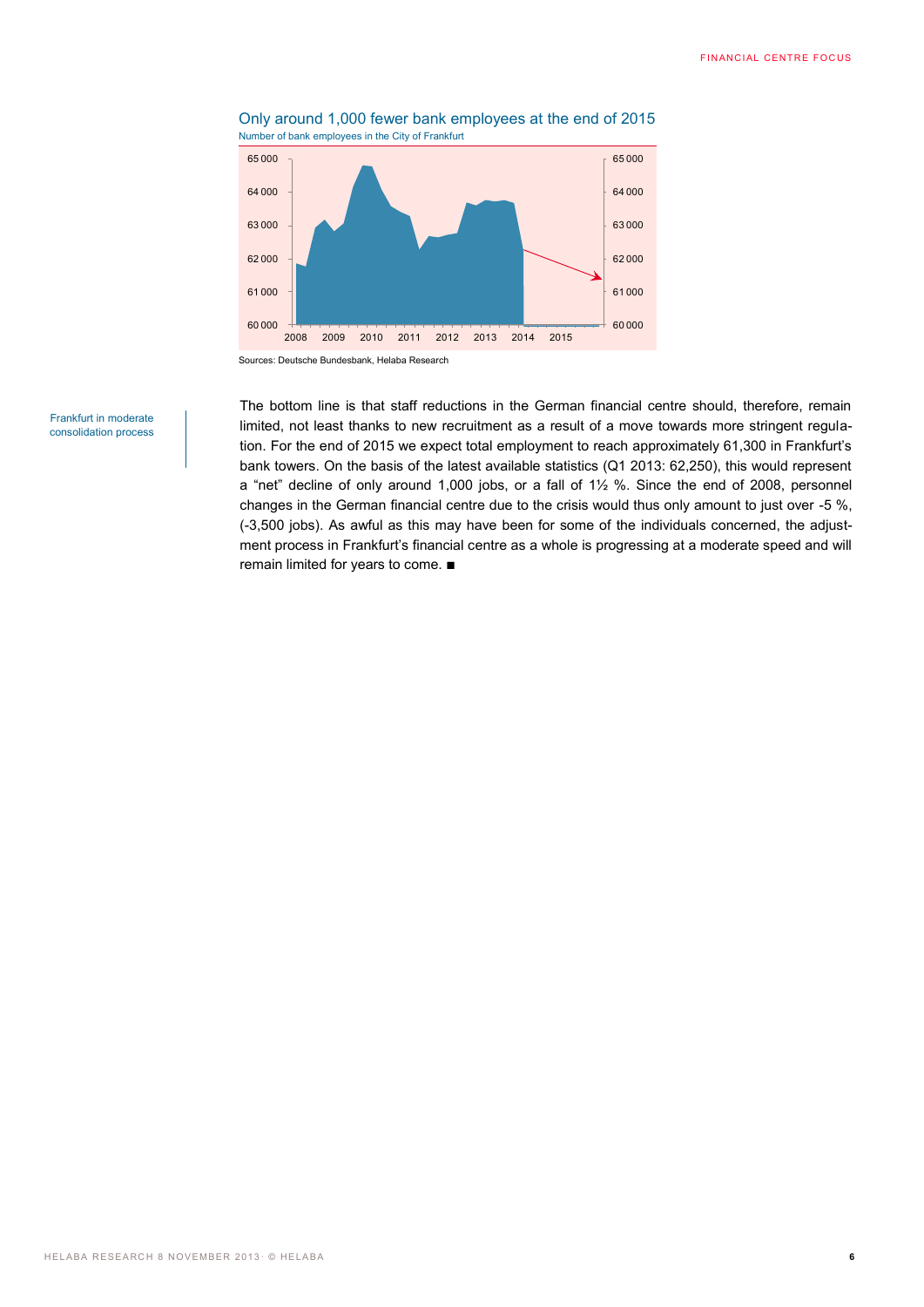Only around 1,000 fewer bank employees at the end of 2015

Number of bank employees in the City of Frankfurt

65 000
64 000
63 000
62 000
61 000
60 000

2008 2009 2010 2011 2012 2013 2014 2015

Sources: Deutsche Bundesbank, Helaba Research

Frankfurt in moderate consolidation process

The bottom line is that staff reductions in the German financial centre should, therefore, remain limited, not least thanks to new recruitment as a result of a move towards more stringent regulation. For the end of 2015 we expect total employment to reach approximately 61,300 in Frankfurt's bank towers. On the basis of the latest available statistics (Q1 2013: 62,250), this would represent a "net" decline of only around 1,000 jobs, or a fall of 1½ %. Since the end of 2008, personnel changes in the German financial centre due to the crisis would thus only amount to just over -5 %, (-3,500 jobs). As awful as this may have been for some of the individuals concerned, the adjustment process in Frankfurt's financial centre as a whole is progressing at a moderate speed and will remain limited for years to come. ■